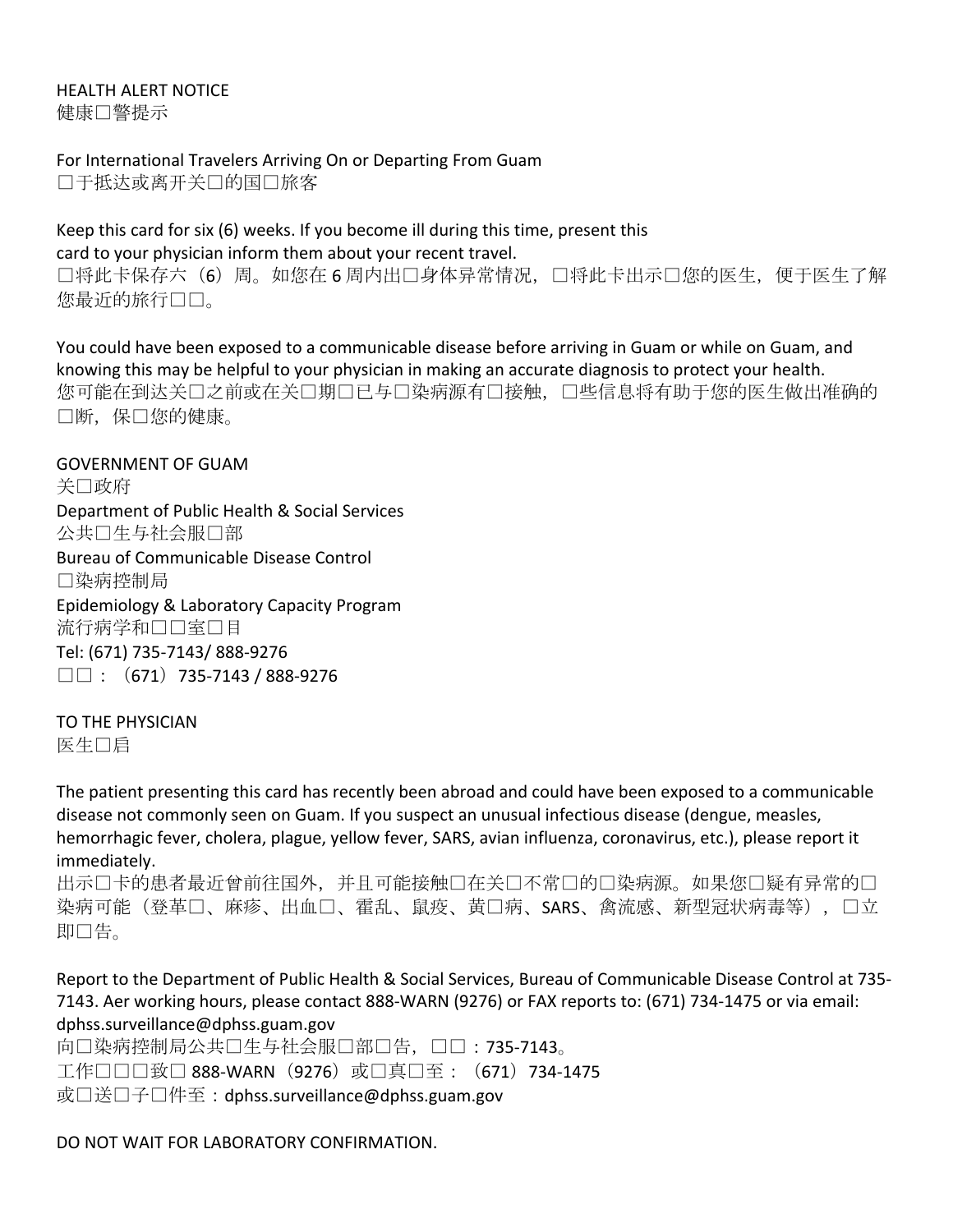HEALTH ALERT NOTICE
健康□警提示

For International Travelers Arriving On or Departing From Guam
□于抵达或离开关□的国□旅客

Keep this card for six (6) weeks. If you become ill during this time, present this card to your physician inform them about your recent travel.
□将此卡保存六（6）周。如您在 6 周内出□身体异常情况，□将此卡出示□您的医生，便于医生了解您最近的旅行□□。

You could have been exposed to a communicable disease before arriving in Guam or while on Guam, and knowing this may be helpful to your physician in making an accurate diagnosis to protect your health.
您可能在到达关□之前或在关□期□已与□染病源有□接触，□些信息将有助于您的医生做出准确的□断，保□您的健康。

GOVERNMENT OF GUAM
关□政府
Department of Public Health & Social Services
公共□生与社会服□部
Bureau of Communicable Disease Control
□染病控制局
Epidemiology & Laboratory Capacity Program
流行病学和□□室□目
Tel: (671) 735-7143/ 888-9276
□□：（671）735-7143 / 888-9276

TO THE PHYSICIAN
医生□启

The patient presenting this card has recently been abroad and could have been exposed to a communicable disease not commonly seen on Guam. If you suspect an unusual infectious disease (dengue, measles, hemorrhagic fever, cholera, plague, yellow fever, SARS, avian influenza, coronavirus, etc.), please report it immediately.
出示□卡的患者最近曾前往国外，并且可能接触□在关□不常□的□染病源。如果您□疑有异常的□染病可能（登革□、麻疹、出血□、霍乱、鼠疫、黄□病、SARS、禽流感、新型冠状病毒等），□立即□告。

Report to the Department of Public Health & Social Services, Bureau of Communicable Disease Control at 735-7143. Aer working hours, please contact 888-WARN (9276) or FAX reports to: (671) 734-1475 or via email: dphss.surveillance@dphss.guam.gov
向□染病控制局公共□生与社会服□部□告，□□：735-7143。
工作□□□致□ 888-WARN（9276）或□真□至：（671）734-1475
或□送□子□件至：dphss.surveillance@dphss.guam.gov

DO NOT WAIT FOR LABORATORY CONFIRMATION.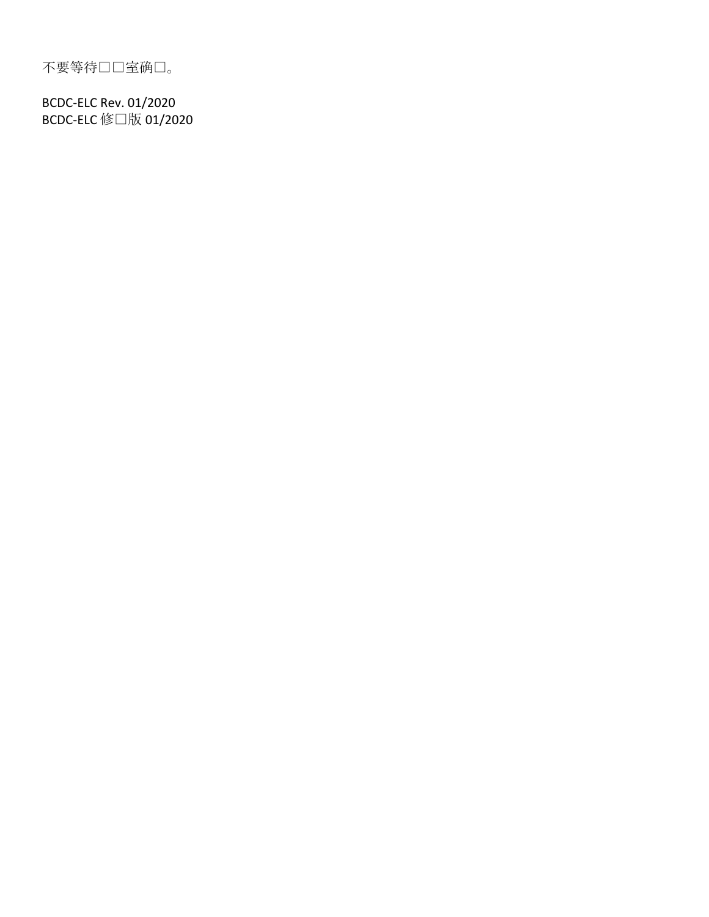不要等待□□室确□。

BCDC-ELC Rev. 01/2020
BCDC-ELC 修□版 01/2020